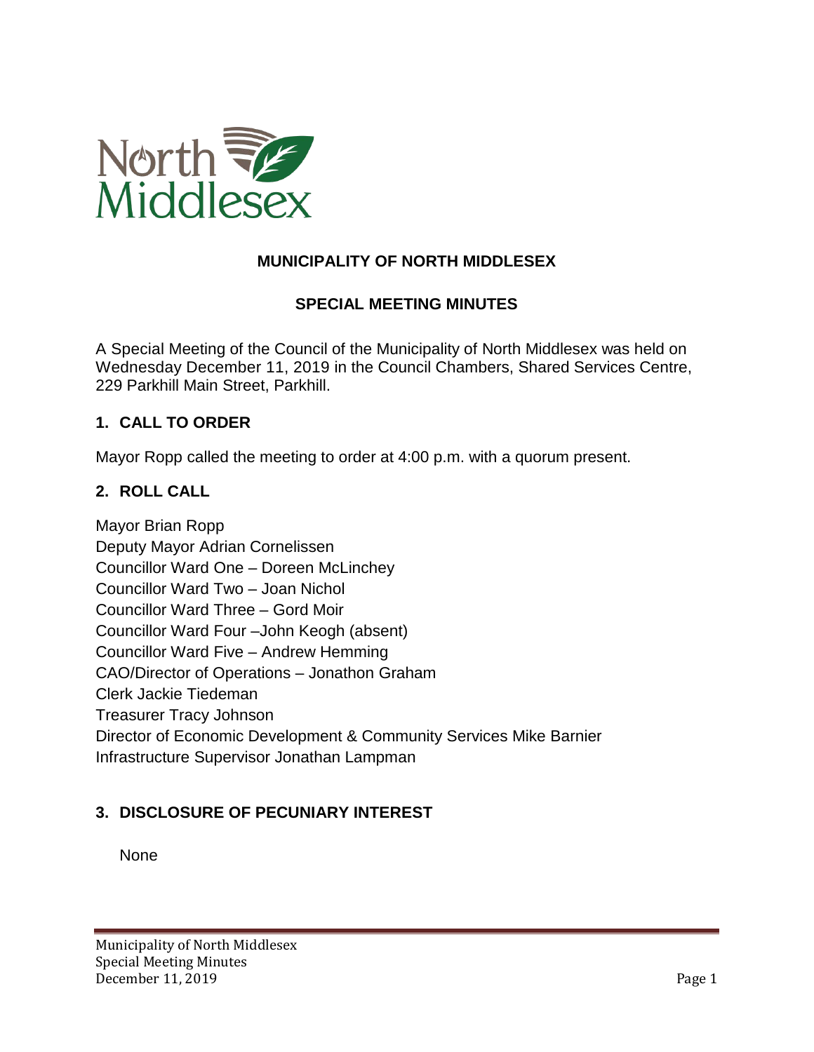# MUNICIPALITY OF NORTH MIDDLESEX

## SPECIAL MEETING MINUTES

A Special Meeting of the Council of the Municipality of North Middlesex was held on Wednesday December 11, 2019 in the Council Chambers, Shared Services Centre, 229 Parkhill Main Street, Parkhill.

### 1. CALL TO ORDER

Mayor Ropp called the meeting to order at 4:00 p.m. with a quorum present.

### 2. ROLL CALL

Mayor Brian Ropp
Deputy Mayor Adrian Cornelissen
Councillor Ward One – Doreen McLinchey
Councillor Ward Two – Joan Nichol
Councillor Ward Three – Gord Moir
Councillor Ward Four –John Keogh (absent)
Councillor Ward Five – Andrew Hemming
CAO/Director of Operations – Jonathon Graham
Clerk Jackie Tiedeman
Treasurer Tracy Johnson
Director of Economic Development & Community Services Mike Barnier
Infrastructure Supervisor Jonathan Lampman

### 3. DISCLOSURE OF PECUNIARY INTEREST

None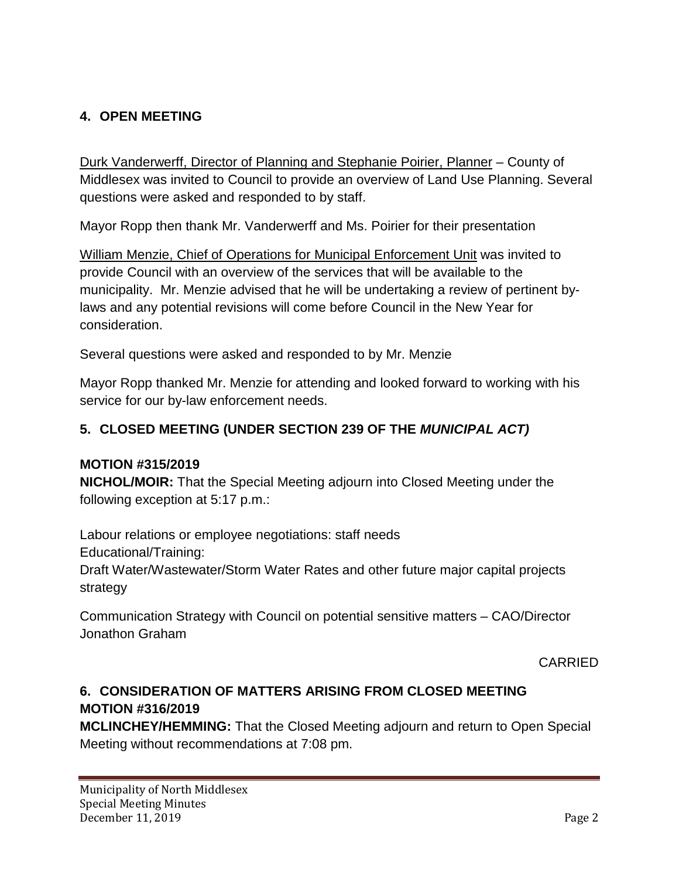## 4. OPEN MEETING

Durk Vanderwerff, Director of Planning and Stephanie Poirier, Planner – County of Middlesex was invited to Council to provide an overview of Land Use Planning. Several questions were asked and responded to by staff.

Mayor Ropp then thank Mr. Vanderwerff and Ms. Poirier for their presentation

William Menzie, Chief of Operations for Municipal Enforcement Unit was invited to provide Council with an overview of the services that will be available to the municipality. Mr. Menzie advised that he will be undertaking a review of pertinent by-laws and any potential revisions will come before Council in the New Year for consideration.

Several questions were asked and responded to by Mr. Menzie

Mayor Ropp thanked Mr. Menzie for attending and looked forward to working with his service for our by-law enforcement needs.

## 5. CLOSED MEETING (UNDER SECTION 239 OF THE *MUNICIPAL ACT)*

**MOTION #315/2019**
**NICHOL/MOIR:** That the Special Meeting adjourn into Closed Meeting under the following exception at 5:17 p.m.:

Labour relations or employee negotiations: staff needs
Educational/Training:
Draft Water/Wastewater/Storm Water Rates and other future major capital projects strategy

Communication Strategy with Council on potential sensitive matters – CAO/Director Jonathon Graham

CARRIED

## 6. CONSIDERATION OF MATTERS ARISING FROM CLOSED MEETING

**MOTION #316/2019**
**MCLINCHEY/HEMMING:** That the Closed Meeting adjourn and return to Open Special Meeting without recommendations at 7:08 pm.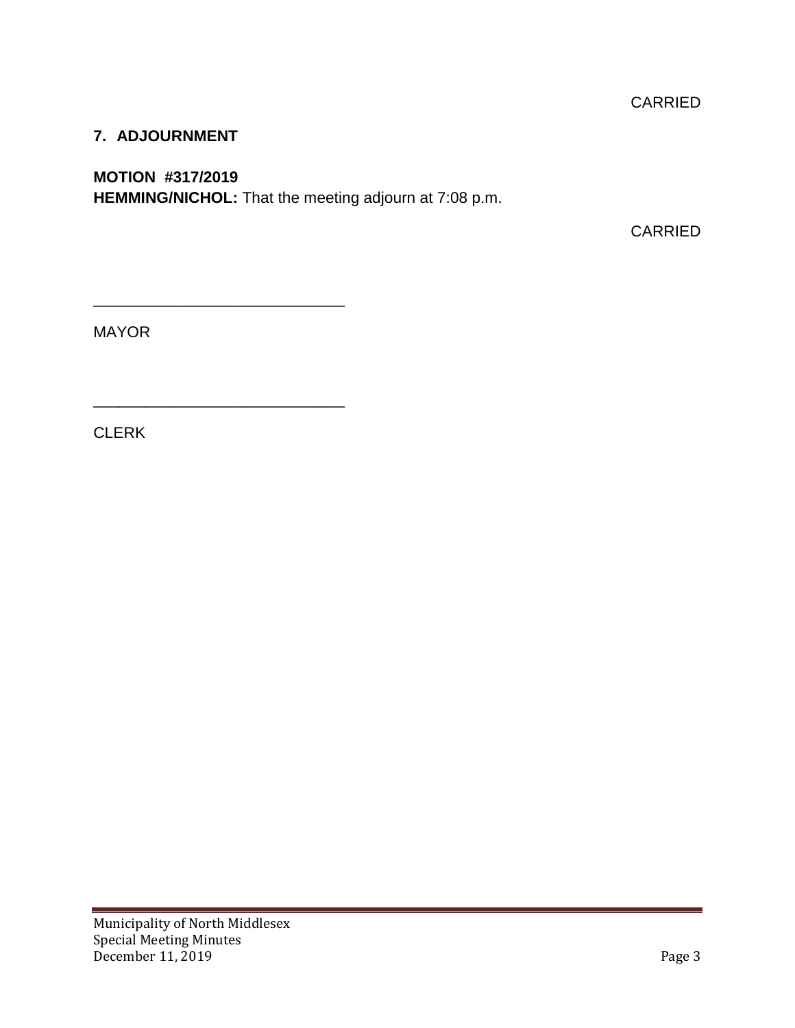CARRIED

## 7. ADJOURNMENT

**MOTION #317/2019**
**HEMMING/NICHOL:** That the meeting adjourn at 7:08 p.m.

CARRIED

_____________________________

MAYOR

_____________________________

CLERK